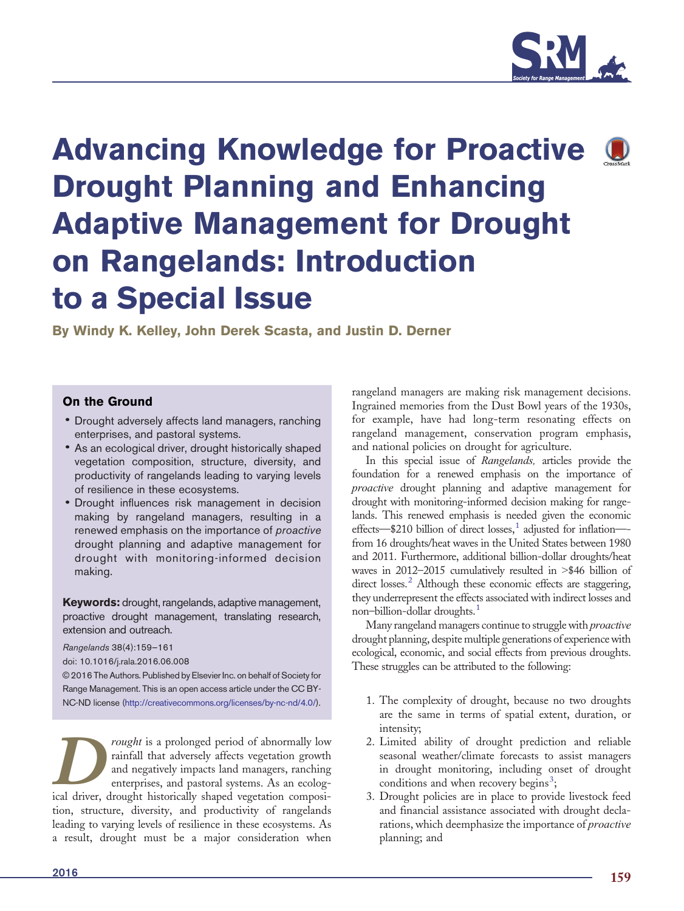# Advancing Knowledge for Proactive Drought Planning and Enhancing Adaptive Management for Drought on Rangelands: Introduction to a Special Issue

**By Windy K. Kelley, John Derek Scasta, and Justin D. Derner**

### On the Ground

- Drought adversely affects land managers, ranching enterprises, and pastoral systems.
- As an ecological driver, drought historically shaped vegetation composition, structure, diversity, and productivity of rangelands leading to varying levels of resilience in these ecosystems.
- Drought influences risk management in decision making by rangeland managers, resulting in a renewed emphasis on the importance of *proactive* drought planning and adaptive management for drought with monitoring-informed decision making.

**Keywords:** drought, rangelands, adaptive management, proactive drought management, translating research, extension and outreach.

*Rangelands* 38(4):159–161

doi: 10.1016/j.rala.2016.06.008

© 2016 The Authors. Published by Elsevier Inc. on behalf of Society for Range Management. This is an open access article under the CC BY-NC-ND license (http://creativecommons.org/licenses/by-nc-nd/4.0/).

*Drought* is a prolonged period of abnormally low rainfall that adversely affects vegetation growth and negatively impacts land managers, ranching enterprises, and pastoral systems. As an ecological driver, drought historically shaped vegetation composition, structure, diversity, and productivity of rangelands leading to varying levels of resilience in these ecosystems. As a result, drought must be a major consideration when rangeland managers are making risk management decisions. Ingrained memories from the Dust Bowl years of the 1930s, for example, have had long-term resonating effects on rangeland management, conservation program emphasis, and national policies on drought for agriculture.

In this special issue of *Rangelands,* articles provide the foundation for a renewed emphasis on the importance of *proactive* drought planning and adaptive management for drought with monitoring-informed decision making for rangelands. This renewed emphasis is needed given the economic effects—$210 billion of direct losses,[1] adjusted for inflation—from 16 droughts/heat waves in the United States between 1980 and 2011. Furthermore, additional billion-dollar droughts/heat waves in 2012–2015 cumulatively resulted in >$46 billion of direct losses.[2] Although these economic effects are staggering, they underrepresent the effects associated with indirect losses and non–billion-dollar droughts.[1]

Many rangeland managers continue to struggle with *proactive* drought planning, despite multiple generations of experience with ecological, economic, and social effects from previous droughts. These struggles can be attributed to the following:

1. The complexity of drought, because no two droughts are the same in terms of spatial extent, duration, or intensity;
2. Limited ability of drought prediction and reliable seasonal weather/climate forecasts to assist managers in drought monitoring, including onset of drought conditions and when recovery begins[3];
3. Drought policies are in place to provide livestock feed and financial assistance associated with drought declarations, which deemphasize the importance of *proactive* planning; and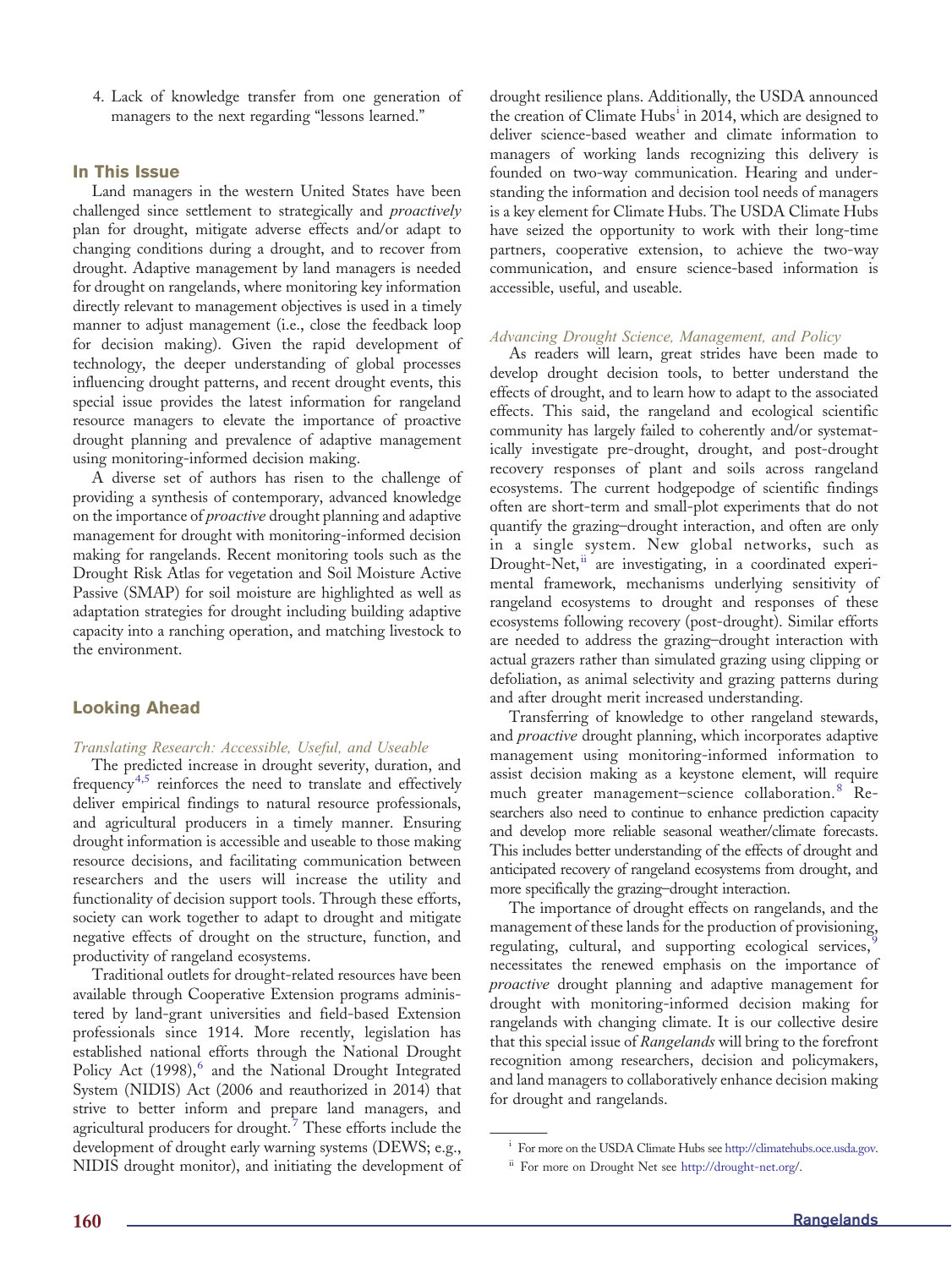4. Lack of knowledge transfer from one generation of managers to the next regarding "lessons learned."

## In This Issue

Land managers in the western United States have been challenged since settlement to strategically and *proactively* plan for drought, mitigate adverse effects and/or adapt to changing conditions during a drought, and to recover from drought. Adaptive management by land managers is needed for drought on rangelands, where monitoring key information directly relevant to management objectives is used in a timely manner to adjust management (i.e., close the feedback loop for decision making). Given the rapid development of technology, the deeper understanding of global processes influencing drought patterns, and recent drought events, this special issue provides the latest information for rangeland resource managers to elevate the importance of proactive drought planning and prevalence of adaptive management using monitoring-informed decision making.

A diverse set of authors has risen to the challenge of providing a synthesis of contemporary, advanced knowledge on the importance of *proactive* drought planning and adaptive management for drought with monitoring-informed decision making for rangelands. Recent monitoring tools such as the Drought Risk Atlas for vegetation and Soil Moisture Active Passive (SMAP) for soil moisture are highlighted as well as adaptation strategies for drought including building adaptive capacity into a ranching operation, and matching livestock to the environment.

## Looking Ahead

### *Translating Research: Accessible, Useful, and Useable*

The predicted increase in drought severity, duration, and frequency[4,5] reinforces the need to translate and effectively deliver empirical findings to natural resource professionals, and agricultural producers in a timely manner. Ensuring drought information is accessible and useable to those making resource decisions, and facilitating communication between researchers and the users will increase the utility and functionality of decision support tools. Through these efforts, society can work together to adapt to drought and mitigate negative effects of drought on the structure, function, and productivity of rangeland ecosystems.

Traditional outlets for drought-related resources have been available through Cooperative Extension programs administered by land-grant universities and field-based Extension professionals since 1914. More recently, legislation has established national efforts through the National Drought Policy Act (1998),[6] and the National Drought Integrated System (NIDIS) Act (2006 and reauthorized in 2014) that strive to better inform and prepare land managers, and agricultural producers for drought.[7] These efforts include the development of drought early warning systems (DEWS; e.g., NIDIS drought monitor), and initiating the development of drought resilience plans. Additionally, the USDA announced the creation of Climate Hubs[i] in 2014, which are designed to deliver science-based weather and climate information to managers of working lands recognizing this delivery is founded on two-way communication. Hearing and understanding the information and decision tool needs of managers is a key element for Climate Hubs. The USDA Climate Hubs have seized the opportunity to work with their long-time partners, cooperative extension, to achieve the two-way communication, and ensure science-based information is accessible, useful, and useable.

### *Advancing Drought Science, Management, and Policy*

As readers will learn, great strides have been made to develop drought decision tools, to better understand the effects of drought, and to learn how to adapt to the associated effects. This said, the rangeland and ecological scientific community has largely failed to coherently and/or systematically investigate pre-drought, drought, and post-drought recovery responses of plant and soils across rangeland ecosystems. The current hodgepodge of scientific findings often are short-term and small-plot experiments that do not quantify the grazing–drought interaction, and often are only in a single system. New global networks, such as Drought-Net,[ii] are investigating, in a coordinated experimental framework, mechanisms underlying sensitivity of rangeland ecosystems to drought and responses of these ecosystems following recovery (post-drought). Similar efforts are needed to address the grazing–drought interaction with actual grazers rather than simulated grazing using clipping or defoliation, as animal selectivity and grazing patterns during and after drought merit increased understanding.

Transferring of knowledge to other rangeland stewards, and *proactive* drought planning, which incorporates adaptive management using monitoring-informed information to assist decision making as a keystone element, will require much greater management–science collaboration.[8] Researchers also need to continue to enhance prediction capacity and develop more reliable seasonal weather/climate forecasts. This includes better understanding of the effects of drought and anticipated recovery of rangeland ecosystems from drought, and more specifically the grazing–drought interaction.

The importance of drought effects on rangelands, and the management of these lands for the production of provisioning, regulating, cultural, and supporting ecological services,[9] necessitates the renewed emphasis on the importance of *proactive* drought planning and adaptive management for drought with monitoring-informed decision making for rangelands with changing climate. It is our collective desire that this special issue of *Rangelands* will bring to the forefront recognition among researchers, decision and policymakers, and land managers to collaboratively enhance decision making for drought and rangelands.

---

[i] For more on the USDA Climate Hubs see http://climatehubs.oce.usda.gov.

[ii] For more on Drought Net see http://drought-net.org/.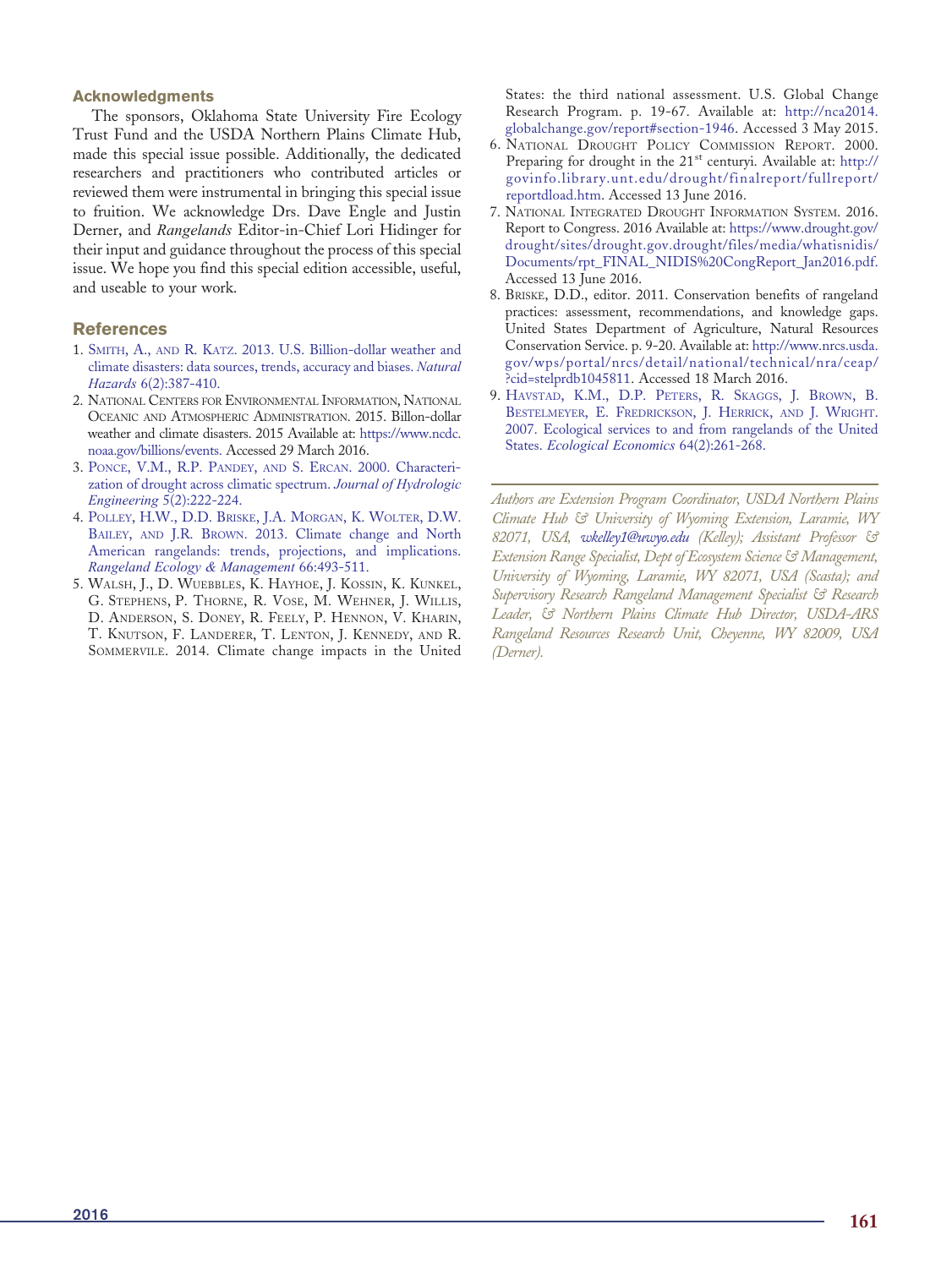## Acknowledgments

The sponsors, Oklahoma State University Fire Ecology Trust Fund and the USDA Northern Plains Climate Hub, made this special issue possible. Additionally, the dedicated researchers and practitioners who contributed articles or reviewed them were instrumental in bringing this special issue to fruition. We acknowledge Drs. Dave Engle and Justin Derner, and *Rangelands* Editor-in-Chief Lori Hidinger for their input and guidance throughout the process of this special issue. We hope you find this special edition accessible, useful, and useable to your work.

## References

1. Smith, A., and R. Katz. 2013. U.S. Billion-dollar weather and climate disasters: data sources, trends, accuracy and biases. *Natural Hazards* 6(2):387-410.
2. National Centers for Environmental Information, National Oceanic and Atmospheric Administration. 2015. Billon-dollar weather and climate disasters. 2015 Available at: https://www.ncdc.noaa.gov/billions/events. Accessed 29 March 2016.
3. Ponce, V.M., R.P. Pandey, and S. Ercan. 2000. Characterization of drought across climatic spectrum. *Journal of Hydrologic Engineering* 5(2):222-224.
4. Polley, H.W., D.D. Briske, J.A. Morgan, K. Wolter, D.W. Bailey, and J.R. Brown. 2013. Climate change and North American rangelands: trends, projections, and implications. *Rangeland Ecology & Management* 66:493-511.
5. Walsh, J., D. Wuebbles, K. Hayhoe, J. Kossin, K. Kunkel, G. Stephens, P. Thorne, R. Vose, M. Wehner, J. Willis, D. Anderson, S. Doney, R. Feely, P. Hennon, V. Kharin, T. Knutson, F. Landerer, T. Lenton, J. Kennedy, and R. Sommervile. 2014. Climate change impacts in the United States: the third national assessment. U.S. Global Change Research Program. p. 19-67. Available at: http://nca2014.globalchange.gov/report#section-1946. Accessed 3 May 2015.
6. National Drought Policy Commission Report. 2000. Preparing for drought in the 21st centuryi. Available at: http://govinfo.library.unt.edu/drought/finalreport/fullreport/reportdload.htm. Accessed 13 June 2016.
7. National Integrated Drought Information System. 2016. Report to Congress. 2016 Available at: https://www.drought.gov/drought/sites/drought.gov.drought/files/media/whatisnidis/Documents/rpt_FINAL_NIDIS%20CongReport_Jan2016.pdf. Accessed 13 June 2016.
8. Briske, D.D., editor. 2011. Conservation benefits of rangeland practices: assessment, recommendations, and knowledge gaps. United States Department of Agriculture, Natural Resources Conservation Service. p. 9-20. Available at: http://www.nrcs.usda.gov/wps/portal/nrcs/detail/national/technical/nra/ceap/?cid=stelprdb1045811. Accessed 18 March 2016.
9. Havstad, K.M., D.P. Peters, R. Skaggs, J. Brown, B. Bestelmeyer, E. Fredrickson, J. Herrick, and J. Wright. 2007. Ecological services to and from rangelands of the United States. *Ecological Economics* 64(2):261-268.

*Authors are Extension Program Coordinator, USDA Northern Plains Climate Hub & University of Wyoming Extension, Laramie, WY 82071, USA, wkelley1@uwyo.edu (Kelley); Assistant Professor & Extension Range Specialist, Dept of Ecosystem Science & Management, University of Wyoming, Laramie, WY 82071, USA (Scasta); and Supervisory Research Rangeland Management Specialist & Research Leader, & Northern Plains Climate Hub Director, USDA-ARS Rangeland Resources Research Unit, Cheyenne, WY 82009, USA (Derner).*